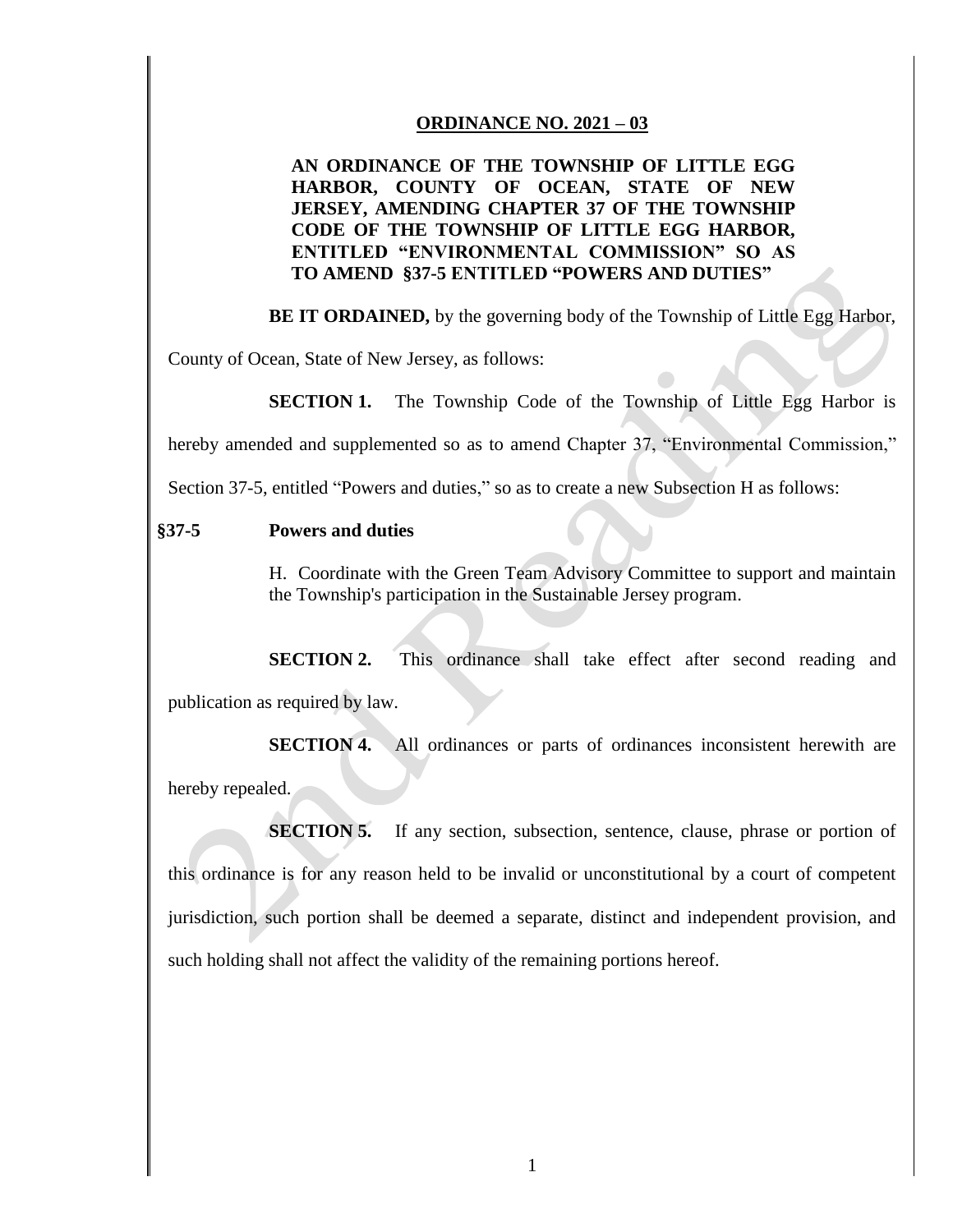## ORDINANCE NO. 2021 – 03

**AN ORDINANCE OF THE TOWNSHIP OF LITTLE EGG HARBOR, COUNTY OF OCEAN, STATE OF NEW JERSEY, AMENDING CHAPTER 37 OF THE TOWNSHIP CODE OF THE TOWNSHIP OF LITTLE EGG HARBOR, ENTITLED "ENVIRONMENTAL COMMISSION" SO AS TO AMEND §37-5 ENTITLED "POWERS AND DUTIES"**

**BE IT ORDAINED,** by the governing body of the Township of Little Egg Harbor, County of Ocean, State of New Jersey, as follows:

**SECTION 1.** The Township Code of the Township of Little Egg Harbor is hereby amended and supplemented so as to amend Chapter 37, "Environmental Commission," Section 37-5, entitled "Powers and duties," so as to create a new Subsection H as follows:

**§37-5 Powers and duties**

H. Coordinate with the Green Team Advisory Committee to support and maintain the Township's participation in the Sustainable Jersey program.

**SECTION 2.** This ordinance shall take effect after second reading and publication as required by law.

**SECTION 4.** All ordinances or parts of ordinances inconsistent herewith are hereby repealed.

**SECTION 5.** If any section, subsection, sentence, clause, phrase or portion of this ordinance is for any reason held to be invalid or unconstitutional by a court of competent jurisdiction, such portion shall be deemed a separate, distinct and independent provision, and such holding shall not affect the validity of the remaining portions hereof.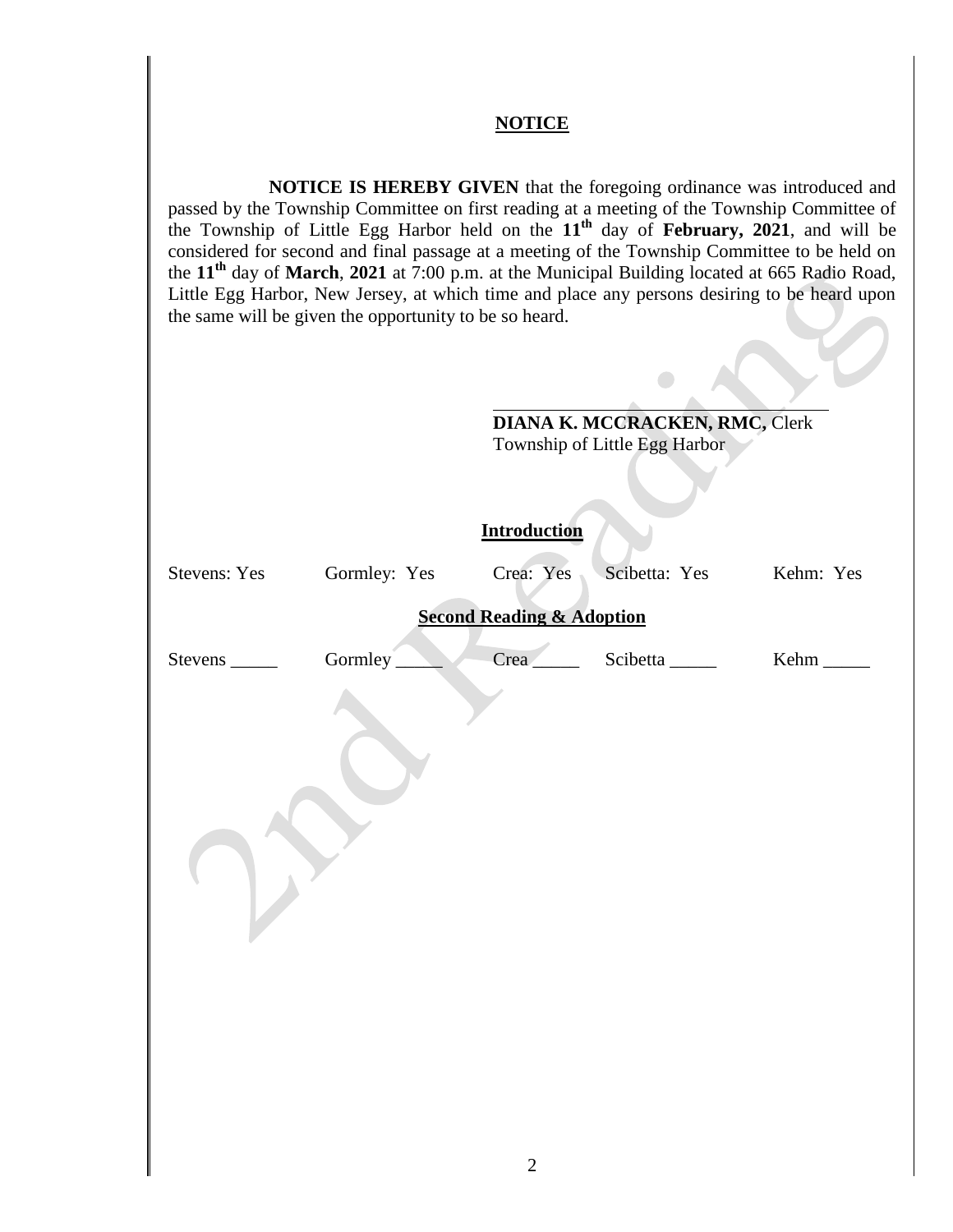## NOTICE

**NOTICE IS HEREBY GIVEN** that the foregoing ordinance was introduced and passed by the Township Committee on first reading at a meeting of the Township Committee of the Township of Little Egg Harbor held on the **11th** day of **February, 2021**, and will be considered for second and final passage at a meeting of the Township Committee to be held on the **11th** day of **March**, **2021** at 7:00 p.m. at the Municipal Building located at 665 Radio Road, Little Egg Harbor, New Jersey, at which time and place any persons desiring to be heard upon the same will be given the opportunity to be so heard.

______________________________

**DIANA K. MCCRACKEN, RMC,** Clerk
Township of Little Egg Harbor

**Introduction**

| | | | | |
|---|---|---|---|---|
| Stevens: Yes | Gormley: Yes | Crea: Yes | Scibetta: Yes | Kehm: Yes |

**Second Reading & Adoption**

| | | | | |
|---|---|---|---|---|
| Stevens _____ | Gormley _____ | Crea _____ | Scibetta _____ | Kehm _____ |

2nd Reading